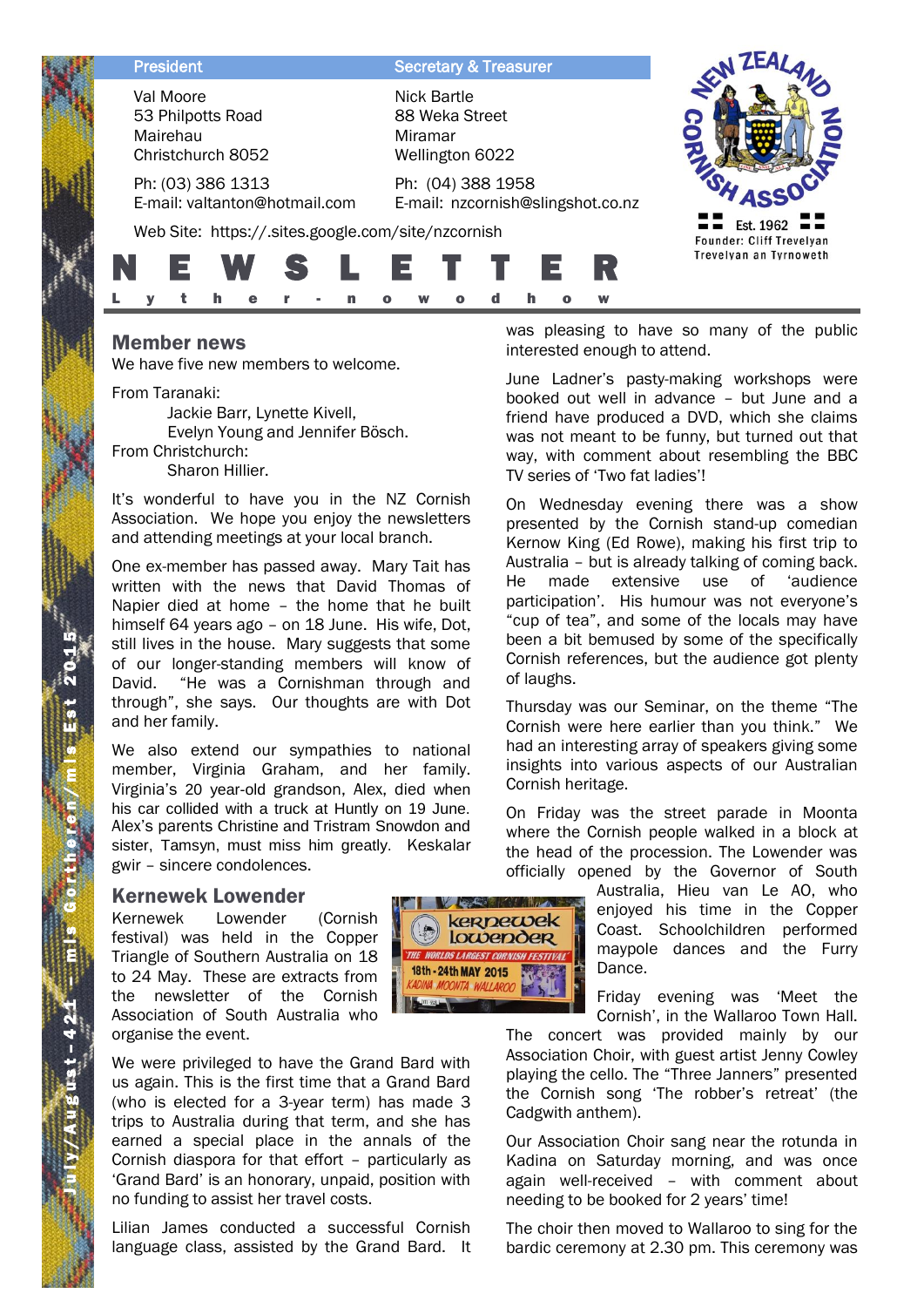| President | Secretary & Treasurer |
| --- | --- |
| Val Moore<br>53 Philpotts Road<br>Mairehau<br>Christchurch 8052 | Nick Bartle<br>88 Weka Street<br>Miramar<br>Wellington 6022 |
| Ph: (03) 386 1313<br>E-mail: valtanton@hotmail.com | Ph: (04) 388 1958<br>E-mail: nzcornish@slingshot.co.nz |

Web Site: https://.sites.google.com/site/nzcornish

New Zealand Cornish Association
Est. 1962
Founder: Cliff Trevelyan
Trevelyan an Tyrnoweth

# N E W S L E T T E R

L y t h e r - n o w o d h o w

July/August - 421 – m/s Gortheren/m/s Est 2015

## Member news

We have five new members to welcome.

From Taranaki:
Jackie Barr, Lynette Kivell,
Evelyn Young and Jennifer Bösch.
From Christchurch:
Sharon Hillier.

It's wonderful to have you in the NZ Cornish Association. We hope you enjoy the newsletters and attending meetings at your local branch.

One ex-member has passed away. Mary Tait has written with the news that David Thomas of Napier died at home – the home that he built himself 64 years ago – on 18 June. His wife, Dot, still lives in the house. Mary suggests that some of our longer-standing members will know of David. "He was a Cornishman through and through", she says. Our thoughts are with Dot and her family.

We also extend our sympathies to national member, Virginia Graham, and her family. Virginia's 20 year-old grandson, Alex, died when his car collided with a truck at Huntly on 19 June. Alex's parents Christine and Tristram Snowdon and sister, Tamsyn, must miss him greatly. Keskalar gwir – sincere condolences.

## Kernewek Lowender

Kernewek Lowender (Cornish festival) was held in the Copper Triangle of Southern Australia on 18 to 24 May. These are extracts from the newsletter of the Cornish Association of South Australia who organise the event.

We were privileged to have the Grand Bard with us again. This is the first time that a Grand Bard (who is elected for a 3-year term) has made 3 trips to Australia during that term, and she has earned a special place in the annals of the Cornish diaspora for that effort – particularly as 'Grand Bard' is an honorary, unpaid, position with no funding to assist her travel costs.

Lilian James conducted a successful Cornish language class, assisted by the Grand Bard. It was pleasing to have so many of the public interested enough to attend.

June Ladner's pasty-making workshops were booked out well in advance – but June and a friend have produced a DVD, which she claims was not meant to be funny, but turned out that way, with comment about resembling the BBC TV series of 'Two fat ladies'!

On Wednesday evening there was a show presented by the Cornish stand-up comedian Kernow King (Ed Rowe), making his first trip to Australia – but is already talking of coming back. He made extensive use of 'audience participation'. His humour was not everyone's "cup of tea", and some of the locals may have been a bit bemused by some of the specifically Cornish references, but the audience got plenty of laughs.

Thursday was our Seminar, on the theme "The Cornish were here earlier than you think." We had an interesting array of speakers giving some insights into various aspects of our Australian Cornish heritage.

On Friday was the street parade in Moonta where the Cornish people walked in a block at the head of the procession. The Lowender was officially opened by the Governor of South Australia, Hieu van Le AO, who enjoyed his time in the Copper Coast. Schoolchildren performed maypole dances and the Furry Dance.

Friday evening was 'Meet the Cornish', in the Wallaroo Town Hall. The concert was provided mainly by our Association Choir, with guest artist Jenny Cowley playing the cello. The "Three Janners" presented the Cornish song 'The robber's retreat' (the Cadgwith anthem).

Our Association Choir sang near the rotunda in Kadina on Saturday morning, and was once again well-received – with comment about needing to be booked for 2 years' time!

The choir then moved to Wallaroo to sing for the bardic ceremony at 2.30 pm. This ceremony was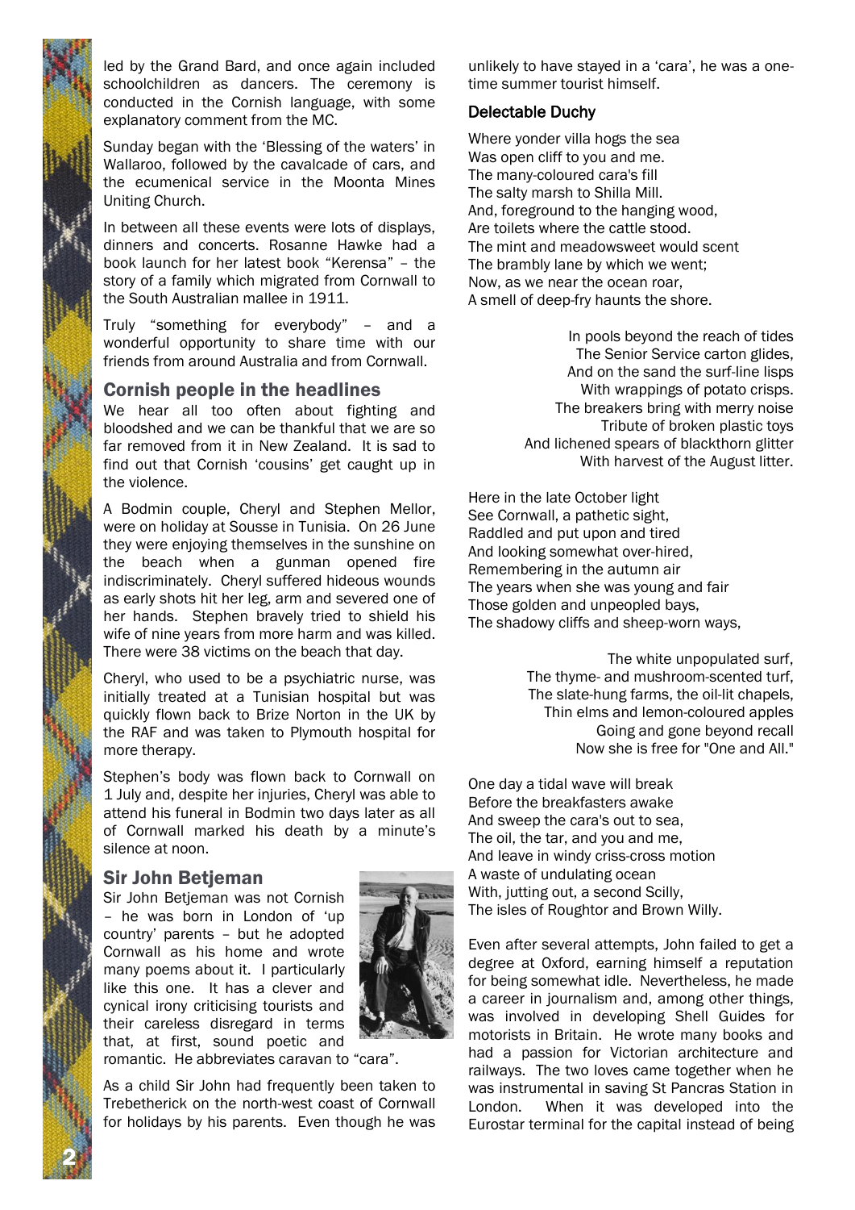led by the Grand Bard, and once again included schoolchildren as dancers. The ceremony is conducted in the Cornish language, with some explanatory comment from the MC.

Sunday began with the 'Blessing of the waters' in Wallaroo, followed by the cavalcade of cars, and the ecumenical service in the Moonta Mines Uniting Church.

In between all these events were lots of displays, dinners and concerts. Rosanne Hawke had a book launch for her latest book "Kerensa" – the story of a family which migrated from Cornwall to the South Australian mallee in 1911.

Truly "something for everybody" – and a wonderful opportunity to share time with our friends from around Australia and from Cornwall.

## Cornish people in the headlines

We hear all too often about fighting and bloodshed and we can be thankful that we are so far removed from it in New Zealand. It is sad to find out that Cornish 'cousins' get caught up in the violence.

A Bodmin couple, Cheryl and Stephen Mellor, were on holiday at Sousse in Tunisia. On 26 June they were enjoying themselves in the sunshine on the beach when a gunman opened fire indiscriminately. Cheryl suffered hideous wounds as early shots hit her leg, arm and severed one of her hands. Stephen bravely tried to shield his wife of nine years from more harm and was killed. There were 38 victims on the beach that day.

Cheryl, who used to be a psychiatric nurse, was initially treated at a Tunisian hospital but was quickly flown back to Brize Norton in the UK by the RAF and was taken to Plymouth hospital for more therapy.

Stephen's body was flown back to Cornwall on 1 July and, despite her injuries, Cheryl was able to attend his funeral in Bodmin two days later as all of Cornwall marked his death by a minute's silence at noon.

## Sir John Betjeman

Sir John Betjeman was not Cornish – he was born in London of 'up country' parents – but he adopted Cornwall as his home and wrote many poems about it. I particularly like this one. It has a clever and cynical irony criticising tourists and their careless disregard in terms that, at first, sound poetic and romantic. He abbreviates caravan to "cara".

As a child Sir John had frequently been taken to Trebetherick on the north-west coast of Cornwall for holidays by his parents. Even though he was unlikely to have stayed in a 'cara', he was a one-time summer tourist himself.

### Delectable Duchy

Where yonder villa hogs the sea  
Was open cliff to you and me.  
The many-coloured cara's fill  
The salty marsh to Shilla Mill.  
And, foreground to the hanging wood,  
Are toilets where the cattle stood.  
The mint and meadowsweet would scent  
The brambly lane by which we went;  
Now, as we near the ocean roar,  
A smell of deep-fry haunts the shore.

In pools beyond the reach of tides  
The Senior Service carton glides,  
And on the sand the surf-line lisps  
With wrappings of potato crisps.  
The breakers bring with merry noise  
Tribute of broken plastic toys  
And lichened spears of blackthorn glitter  
With harvest of the August litter.

Here in the late October light  
See Cornwall, a pathetic sight,  
Raddled and put upon and tired  
And looking somewhat over-hired,  
Remembering in the autumn air  
The years when she was young and fair  
Those golden and unpeopled bays,  
The shadowy cliffs and sheep-worn ways,

The white unpopulated surf,  
The thyme- and mushroom-scented turf,  
The slate-hung farms, the oil-lit chapels,  
Thin elms and lemon-coloured apples  
Going and gone beyond recall  
Now she is free for "One and All."

One day a tidal wave will break  
Before the breakfasters awake  
And sweep the cara's out to sea,  
The oil, the tar, and you and me,  
And leave in windy criss-cross motion  
A waste of undulating ocean  
With, jutting out, a second Scilly,  
The isles of Roughtor and Brown Willy.

Even after several attempts, John failed to get a degree at Oxford, earning himself a reputation for being somewhat idle. Nevertheless, he made a career in journalism and, among other things, was involved in developing Shell Guides for motorists in Britain. He wrote many books and had a passion for Victorian architecture and railways. The two loves came together when he was instrumental in saving St Pancras Station in London. When it was developed into the Eurostar terminal for the capital instead of being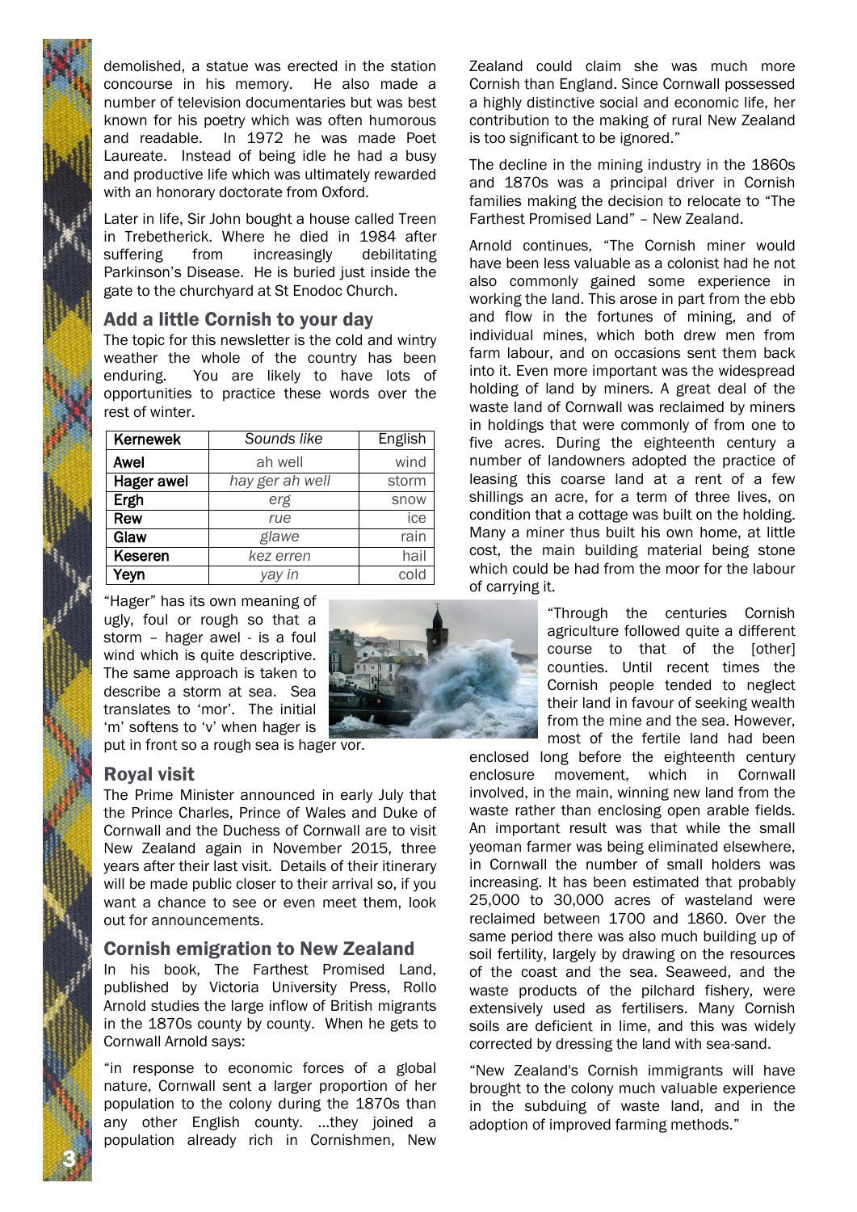demolished, a statue was erected in the station concourse in his memory. He also made a number of television documentaries but was best known for his poetry which was often humorous and readable. In 1972 he was made Poet Laureate. Instead of being idle he had a busy and productive life which was ultimately rewarded with an honorary doctorate from Oxford.

Later in life, Sir John bought a house called Treen in Trebetherick. Where he died in 1984 after suffering from increasingly debilitating Parkinson's Disease. He is buried just inside the gate to the churchyard at St Enodoc Church.

## Add a little Cornish to your day

The topic for this newsletter is the cold and wintry weather the whole of the country has been enduring. You are likely to have lots of opportunities to practice these words over the rest of winter.

| Kernewek | *Sounds like* | English |
|---|---|---|
| **Awel** | ah well | wind |
| **Hager awel** | *hay ger ah well* | storm |
| **Ergh** | *erg* | snow |
| **Rew** | *rue* | ice |
| **Glaw** | *glawe* | rain |
| **Keseren** | *kez erren* | hail |
| **Yeyn** | *yay in* | cold |

"Hager" has its own meaning of ugly, foul or rough so that a storm – hager awel - is a foul wind which is quite descriptive. The same approach is taken to describe a storm at sea. Sea translates to 'mor'. The initial 'm' softens to 'v' when hager is put in front so a rough sea is hager vor.

## Royal visit

The Prime Minister announced in early July that the Prince Charles, Prince of Wales and Duke of Cornwall and the Duchess of Cornwall are to visit New Zealand again in November 2015, three years after their last visit. Details of their itinerary will be made public closer to their arrival so, if you want a chance to see or even meet them, look out for announcements.

## Cornish emigration to New Zealand

In his book, The Farthest Promised Land, published by Victoria University Press, Rollo Arnold studies the large inflow of British migrants in the 1870s county by county. When he gets to Cornwall Arnold says:

"in response to economic forces of a global nature, Cornwall sent a larger proportion of her population to the colony during the 1870s than any other English county. ...they joined a population already rich in Cornishmen, New Zealand could claim she was much more Cornish than England. Since Cornwall possessed a highly distinctive social and economic life, her contribution to the making of rural New Zealand is too significant to be ignored."

The decline in the mining industry in the 1860s and 1870s was a principal driver in Cornish families making the decision to relocate to "The Farthest Promised Land" – New Zealand.

Arnold continues, "The Cornish miner would have been less valuable as a colonist had he not also commonly gained some experience in working the land. This arose in part from the ebb and flow in the fortunes of mining, and of individual mines, which both drew men from farm labour, and on occasions sent them back into it. Even more important was the widespread holding of land by miners. A great deal of the waste land of Cornwall was reclaimed by miners in holdings that were commonly of from one to five acres. During the eighteenth century a number of landowners adopted the practice of leasing this coarse land at a rent of a few shillings an acre, for a term of three lives, on condition that a cottage was built on the holding. Many a miner thus built his own home, at little cost, the main building material being stone which could be had from the moor for the labour of carrying it.

"Through the centuries Cornish agriculture followed quite a different course to that of the [other] counties. Until recent times the Cornish people tended to neglect their land in favour of seeking wealth from the mine and the sea. However, most of the fertile land had been enclosed long before the eighteenth century enclosure movement, which in Cornwall involved, in the main, winning new land from the waste rather than enclosing open arable fields. An important result was that while the small yeoman farmer was being eliminated elsewhere, in Cornwall the number of small holders was increasing. It has been estimated that probably 25,000 to 30,000 acres of wasteland were reclaimed between 1700 and 1860. Over the same period there was also much building up of soil fertility, largely by drawing on the resources of the coast and the sea. Seaweed, and the waste products of the pilchard fishery, were extensively used as fertilisers. Many Cornish soils are deficient in lime, and this was widely corrected by dressing the land with sea-sand.

"New Zealand's Cornish immigrants will have brought to the colony much valuable experience in the subduing of waste land, and in the adoption of improved farming methods."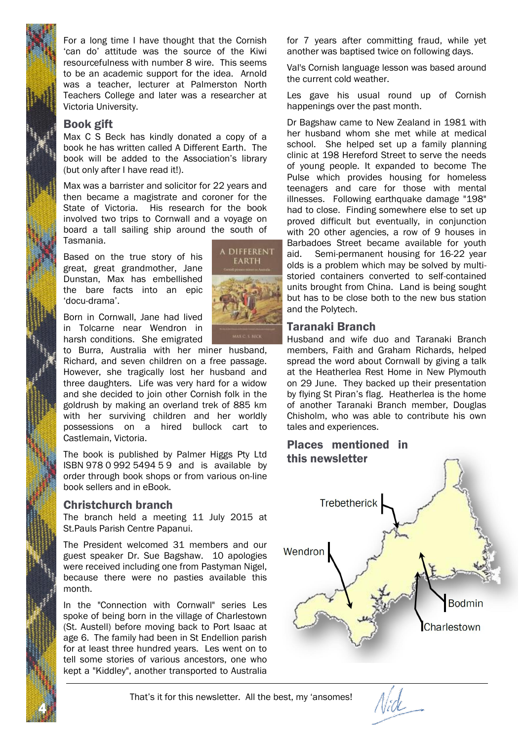For a long time I have thought that the Cornish 'can do' attitude was the source of the Kiwi resourcefulness with number 8 wire. This seems to be an academic support for the idea. Arnold was a teacher, lecturer at Palmerston North Teachers College and later was a researcher at Victoria University.

## Book gift

Max C S Beck has kindly donated a copy of a book he has written called A Different Earth. The book will be added to the Association's library (but only after I have read it!).

Max was a barrister and solicitor for 22 years and then became a magistrate and coroner for the State of Victoria. His research for the book involved two trips to Cornwall and a voyage on board a tall sailing ship around the south of Tasmania.

Based on the true story of his great, great grandmother, Jane Dunstan, Max has embellished the bare facts into an epic 'docu-drama'.

A DIFFERENT EARTH

MAX C. S. BECK

Born in Cornwall, Jane had lived in Tolcarne near Wendron in harsh conditions. She emigrated to Burra, Australia with her miner husband, Richard, and seven children on a free passage. However, she tragically lost her husband and three daughters. Life was very hard for a widow and she decided to join other Cornish folk in the goldrush by making an overland trek of 885 km with her surviving children and her worldly possessions on a hired bullock cart to Castlemain, Victoria.

The book is published by Palmer Higgs Pty Ltd ISBN 978 0 992 5494 5 9 and is available by order through book shops or from various on-line book sellers and in eBook.

## Christchurch branch

The branch held a meeting 11 July 2015 at St.Pauls Parish Centre Papanui.

The President welcomed 31 members and our guest speaker Dr. Sue Bagshaw. 10 apologies were received including one from Pastyman Nigel, because there were no pasties available this month.

In the "Connection with Cornwall" series Les spoke of being born in the village of Charlestown (St. Austell) before moving back to Port Isaac at age 6. The family had been in St Endellion parish for at least three hundred years. Les went on to tell some stories of various ancestors, one who kept a "Kiddley", another transported to Australia for 7 years after committing fraud, while yet another was baptised twice on following days.

Val's Cornish language lesson was based around the current cold weather.

Les gave his usual round up of Cornish happenings over the past month.

Dr Bagshaw came to New Zealand in 1981 with her husband whom she met while at medical school. She helped set up a family planning clinic at 198 Hereford Street to serve the needs of young people. It expanded to become The Pulse which provides housing for homeless teenagers and care for those with mental illnesses. Following earthquake damage "198" had to close. Finding somewhere else to set up proved difficult but eventually, in conjunction with 20 other agencies, a row of 9 houses in Barbadoes Street became available for youth aid. Semi-permanent housing for 16-22 year olds is a problem which may be solved by multi-storied containers converted to self-contained units brought from China. Land is being sought but has to be close both to the new bus station and the Polytech.

## Taranaki Branch

Husband and wife duo and Taranaki Branch members, Faith and Graham Richards, helped spread the word about Cornwall by giving a talk at the Heatherlea Rest Home in New Plymouth on 29 June. They backed up their presentation by flying St Piran's flag. Heatherlea is the home of another Taranaki Branch member, Douglas Chisholm, who was able to contribute his own tales and experiences.

## Places mentioned in this newsletter

Trebetherick

Wendron

Bodmin

Charlestown

That's it for this newsletter. All the best, my 'ansomes!

Nick